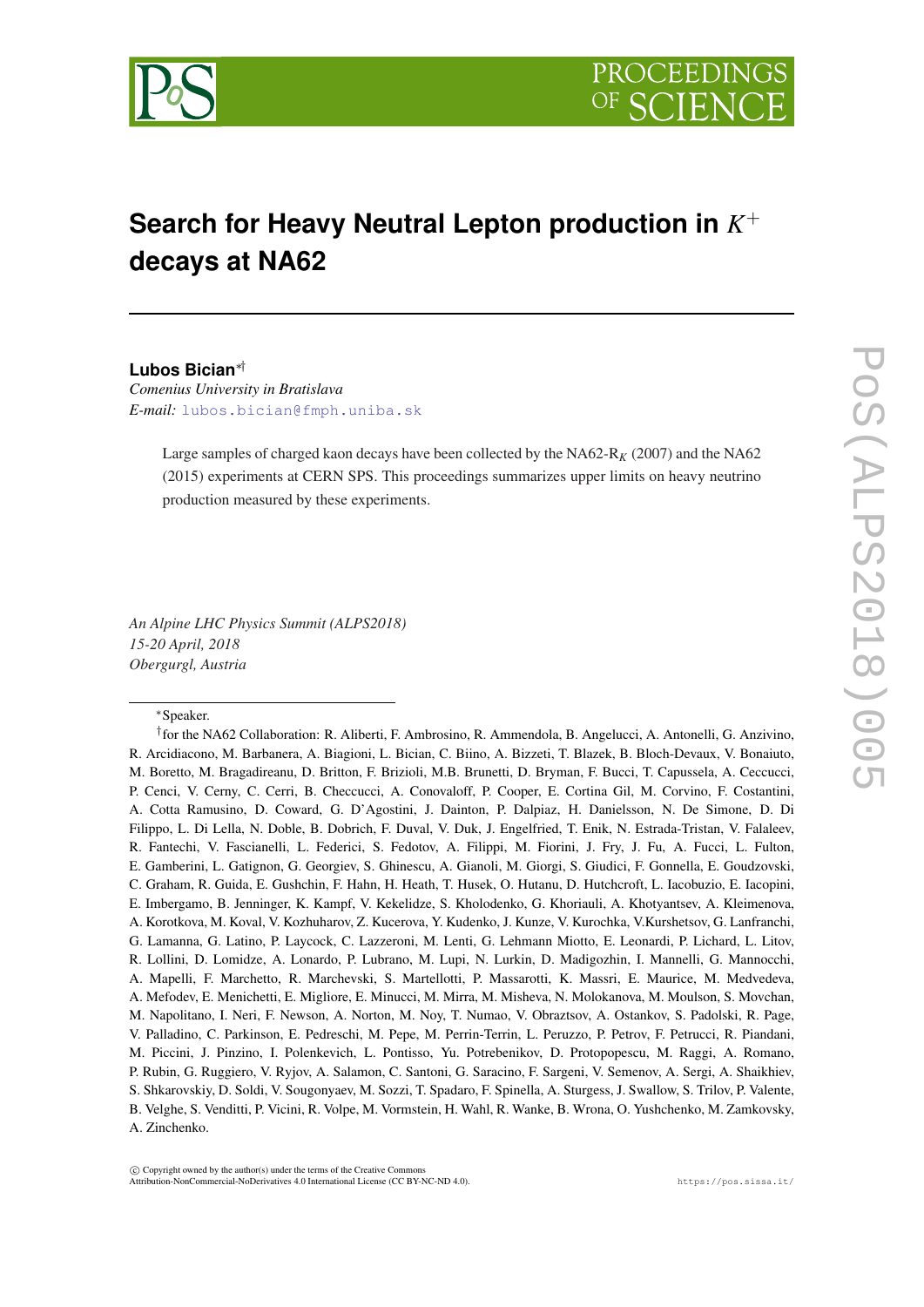# Search for Heavy Neutral Lepton production in $K^+$ decays at NA62

**Lubos Bician**[*†]

*Comenius University in Bratislava*

*E-mail:* lubos.bician@fmph.uniba.sk

Large samples of charged kaon decays have been collected by the NA62-R$_K$ (2007) and the NA62 (2015) experiments at CERN SPS. This proceedings summarizes upper limits on heavy neutrino production measured by these experiments.

*An Alpine LHC Physics Summit (ALPS2018)*
*15-20 April, 2018*
*Obergurgl, Austria*

---

[*] Speaker.

[†] for the NA62 Collaboration: R. Aliberti, F. Ambrosino, R. Ammendola, B. Angelucci, A. Antonelli, G. Anzivino, R. Arcidiacono, M. Barbanera, A. Biagioni, L. Bician, C. Biino, A. Bizzeti, T. Blazek, B. Bloch-Devaux, V. Bonaiuto, M. Boretto, M. Bragadireanu, D. Britton, F. Brizioli, M.B. Brunetti, D. Bryman, F. Bucci, T. Capussela, A. Ceccucci, P. Cenci, V. Cerny, C. Cerri, B. Checcucci, A. Conovaloff, P. Cooper, E. Cortina Gil, M. Corvino, F. Costantini, A. Cotta Ramusino, D. Coward, G. D'Agostini, J. Dainton, P. Dalpiaz, H. Danielsson, N. De Simone, D. Di Filippo, L. Di Lella, N. Doble, B. Dobrich, F. Duval, V. Duk, J. Engelfried, T. Enik, N. Estrada-Tristan, V. Falaleev, R. Fantechi, V. Fascianelli, L. Federici, S. Fedotov, A. Filippi, M. Fiorini, J. Fry, J. Fu, A. Fucci, L. Fulton, E. Gamberini, L. Gatignon, G. Georgiev, S. Ghinescu, A. Gianoli, M. Giorgi, S. Giudici, F. Gonnella, E. Goudzovski, C. Graham, R. Guida, E. Gushchin, F. Hahn, H. Heath, T. Husek, O. Hutanu, D. Hutchcroft, L. Iacobuzio, E. Iacopini, E. Imbergamo, B. Jenninger, K. Kampf, V. Kekelidze, S. Kholodenko, G. Khoriauli, A. Khotyantsev, A. Kleimenova, A. Korotkova, M. Koval, V. Kozhuharov, Z. Kucerova, Y. Kudenko, J. Kunze, V. Kurochka, V.Kurshetsov, G. Lanfranchi, G. Lamanna, G. Latino, P. Laycock, C. Lazzeroni, M. Lenti, G. Lehmann Miotto, E. Leonardi, P. Lichard, L. Litov, R. Lollini, D. Lomidze, A. Lonardo, P. Lubrano, M. Lupi, N. Lurkin, D. Madigozhin, I. Mannelli, G. Mannocchi, A. Mapelli, F. Marchetto, R. Marchevski, S. Martellotti, P. Massarotti, K. Massri, E. Maurice, M. Medvedeva, A. Mefodev, E. Menichetti, E. Migliore, E. Minucci, M. Mirra, M. Misheva, N. Molokanova, M. Moulson, S. Movchan, M. Napolitano, I. Neri, F. Newson, A. Norton, M. Noy, T. Numao, V. Obraztsov, A. Ostankov, S. Padolski, R. Page, V. Palladino, C. Parkinson, E. Pedreschi, M. Pepe, M. Perrin-Terrin, L. Peruzzo, P. Petrov, F. Petrucci, R. Piandani, M. Piccini, J. Pinzino, I. Polenkevich, L. Pontisso, Yu. Potrebenikov, D. Protopopescu, M. Raggi, A. Romano, P. Rubin, G. Ruggiero, V. Ryjov, A. Salamon, C. Santoni, G. Saracino, F. Sargeni, V. Semenov, A. Sergi, A. Shaikhiev, S. Shkarovskiy, D. Soldi, V. Sougonyaev, M. Sozzi, T. Spadaro, F. Spinella, A. Sturgess, J. Swallow, S. Trilov, P. Valente, B. Velghe, S. Venditti, P. Vicini, R. Volpe, M. Vormstein, H. Wahl, R. Wanke, B. Wrona, O. Yushchenko, M. Zamkovsky, A. Zinchenko.

© Copyright owned by the author(s) under the terms of the Creative Commons Attribution-NonCommercial-NoDerivatives 4.0 International License (CC BY-NC-ND 4.0).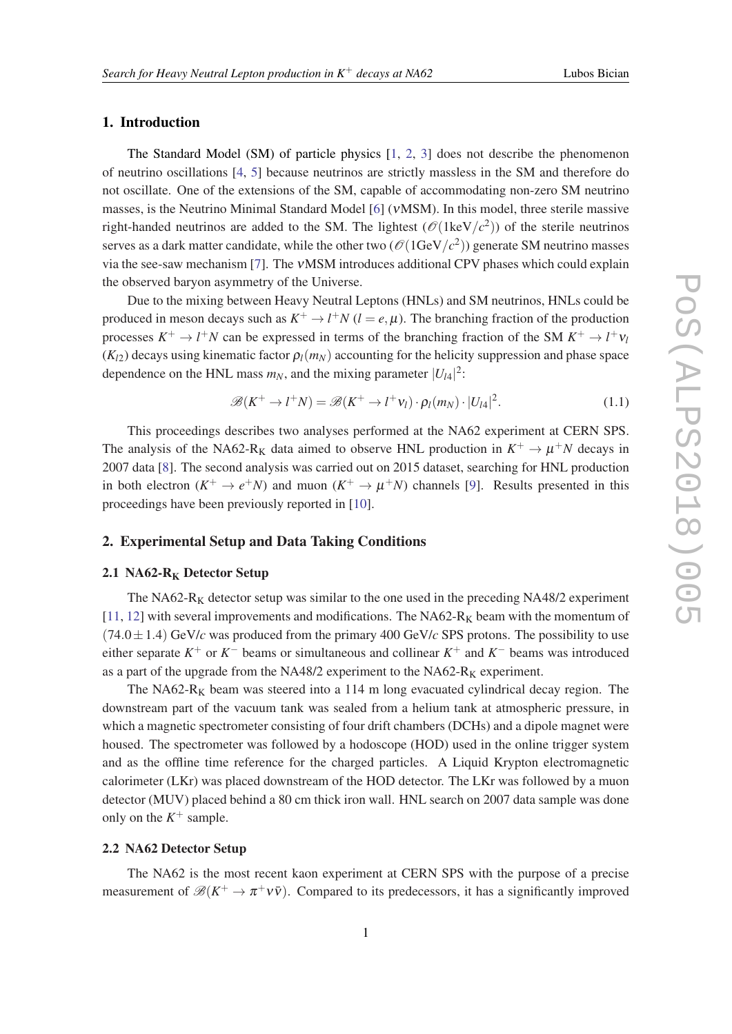## 1. Introduction

The Standard Model (SM) of particle physics [1, 2, 3] does not describe the phenomenon of neutrino oscillations [4, 5] because neutrinos are strictly massless in the SM and therefore do not oscillate. One of the extensions of the SM, capable of accommodating non-zero SM neutrino masses, is the Neutrino Minimal Standard Model [6] ($\nu$MSM). In this model, three sterile massive right-handed neutrinos are added to the SM. The lightest ($\mathcal{O}(1\text{keV}/c^2)$) of the sterile neutrinos serves as a dark matter candidate, while the other two ($\mathcal{O}(1\text{GeV}/c^2)$) generate SM neutrino masses via the see-saw mechanism [7]. The $\nu$MSM introduces additional CPV phases which could explain the observed baryon asymmetry of the Universe.

Due to the mixing between Heavy Neutral Leptons (HNLs) and SM neutrinos, HNLs could be produced in meson decays such as $K^+ \to l^+ N$ ($l = e, \mu$). The branching fraction of the production processes $K^+ \to l^+ N$ can be expressed in terms of the branching fraction of the SM $K^+ \to l^+ \nu_l$ ($K_{l2}$) decays using kinematic factor $\rho_l(m_N)$ accounting for the helicity suppression and phase space dependence on the HNL mass $m_N$, and the mixing parameter $|U_{l4}|^2$:

$$\mathscr{B}(K^+ \to l^+ N) = \mathscr{B}(K^+ \to l^+ \nu_l) \cdot \rho_l(m_N) \cdot |U_{l4}|^2. \tag{1.1}$$

This proceedings describes two analyses performed at the NA62 experiment at CERN SPS. The analysis of the NA62-$R_K$ data aimed to observe HNL production in $K^+ \to \mu^+ N$ decays in 2007 data [8]. The second analysis was carried out on 2015 dataset, searching for HNL production in both electron ($K^+ \to e^+ N$) and muon ($K^+ \to \mu^+ N$) channels [9]. Results presented in this proceedings have been previously reported in [10].

## 2. Experimental Setup and Data Taking Conditions

### 2.1 NA62-$R_K$ Detector Setup

The NA62-$R_K$ detector setup was similar to the one used in the preceding NA48/2 experiment [11, 12] with several improvements and modifications. The NA62-$R_K$ beam with the momentum of $(74.0 \pm 1.4)$ GeV/$c$ was produced from the primary 400 GeV/$c$ SPS protons. The possibility to use either separate $K^+$ or $K^-$ beams or simultaneous and collinear $K^+$ and $K^-$ beams was introduced as a part of the upgrade from the NA48/2 experiment to the NA62-$R_K$ experiment.

The NA62-$R_K$ beam was steered into a 114 m long evacuated cylindrical decay region. The downstream part of the vacuum tank was sealed from a helium tank at atmospheric pressure, in which a magnetic spectrometer consisting of four drift chambers (DCHs) and a dipole magnet were housed. The spectrometer was followed by a hodoscope (HOD) used in the online trigger system and as the offline time reference for the charged particles. A Liquid Krypton electromagnetic calorimeter (LKr) was placed downstream of the HOD detector. The LKr was followed by a muon detector (MUV) placed behind a 80 cm thick iron wall. HNL search on 2007 data sample was done only on the $K^+$ sample.

### 2.2 NA62 Detector Setup

The NA62 is the most recent kaon experiment at CERN SPS with the purpose of a precise measurement of $\mathscr{B}(K^+ \to \pi^+ \nu \bar{\nu})$. Compared to its predecessors, it has a significantly improved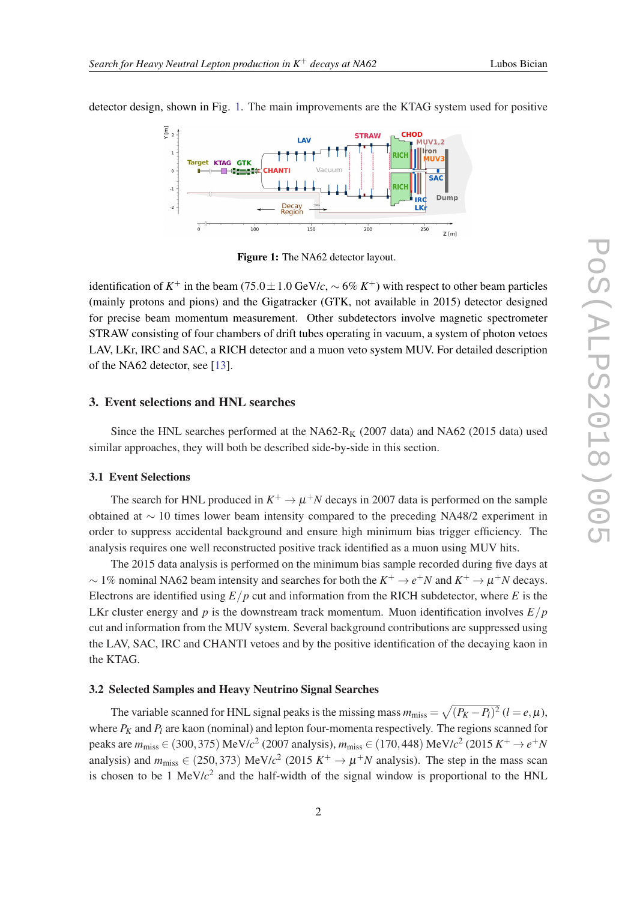detector design, shown in Fig. 1. The main improvements are the KTAG system used for positive

Figure 1: The NA62 detector layout.

identification of $K^+$ in the beam ($75.0 \pm 1.0$ GeV/$c$, $\sim 6\%$ $K^+$) with respect to other beam particles (mainly protons and pions) and the Gigatracker (GTK, not available in 2015) detector designed for precise beam momentum measurement. Other subdetectors involve magnetic spectrometer STRAW consisting of four chambers of drift tubes operating in vacuum, a system of photon vetoes LAV, LKr, IRC and SAC, a RICH detector and a muon veto system MUV. For detailed description of the NA62 detector, see [13].

## 3. Event selections and HNL searches

Since the HNL searches performed at the NA62-$R_K$ (2007 data) and NA62 (2015 data) used similar approaches, they will both be described side-by-side in this section.

### 3.1 Event Selections

The search for HNL produced in $K^+ \to \mu^+ N$ decays in 2007 data is performed on the sample obtained at $\sim 10$ times lower beam intensity compared to the preceding NA48/2 experiment in order to suppress accidental background and ensure high minimum bias trigger efficiency. The analysis requires one well reconstructed positive track identified as a muon using MUV hits.

The 2015 data analysis is performed on the minimum bias sample recorded during five days at $\sim 1\%$ nominal NA62 beam intensity and searches for both the $K^+ \to e^+ N$ and $K^+ \to \mu^+ N$ decays. Electrons are identified using $E/p$ cut and information from the RICH subdetector, where $E$ is the LKr cluster energy and $p$ is the downstream track momentum. Muon identification involves $E/p$ cut and information from the MUV system. Several background contributions are suppressed using the LAV, SAC, IRC and CHANTI vetoes and by the positive identification of the decaying kaon in the KTAG.

### 3.2 Selected Samples and Heavy Neutrino Signal Searches

The variable scanned for HNL signal peaks is the missing mass $m_{\text{miss}} = \sqrt{(P_K - P_l)^2}$ ($l = e, \mu$), where $P_K$ and $P_l$ are kaon (nominal) and lepton four-momenta respectively. The regions scanned for peaks are $m_{\text{miss}} \in (300, 375)$ MeV/$c^2$ (2007 analysis), $m_{\text{miss}} \in (170, 448)$ MeV/$c^2$ (2015 $K^+ \to e^+ N$ analysis) and $m_{\text{miss}} \in (250, 373)$ MeV/$c^2$ (2015 $K^+ \to \mu^+ N$ analysis). The step in the mass scan is chosen to be 1 MeV/$c^2$ and the half-width of the signal window is proportional to the HNL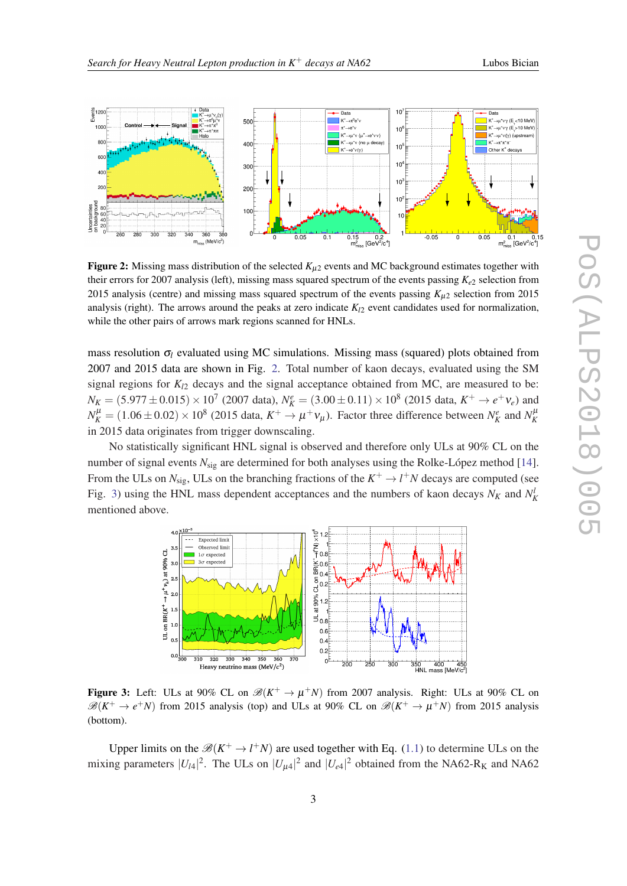**Figure 2:** Missing mass distribution of the selected $K_{\mu 2}$ events and MC background estimates together with their errors for 2007 analysis (left), missing mass squared spectrum of the events passing $K_{e2}$ selection from 2015 analysis (centre) and missing mass squared spectrum of the events passing $K_{\mu 2}$ selection from 2015 analysis (right). The arrows around the peaks at zero indicate $K_{l2}$ event candidates used for normalization, while the other pairs of arrows mark regions scanned for HNLs.

mass resolution $\sigma_l$ evaluated using MC simulations. Missing mass (squared) plots obtained from 2007 and 2015 data are shown in Fig. 2. Total number of kaon decays, evaluated using the SM signal regions for $K_{l2}$ decays and the signal acceptance obtained from MC, are measured to be: $N_K = (5.977 \pm 0.015) \times 10^7$ (2007 data), $N_K^e = (3.00 \pm 0.11) \times 10^8$ (2015 data, $K^+ \to e^+ \nu_e$) and $N_K^\mu = (1.06 \pm 0.02) \times 10^8$ (2015 data, $K^+ \to \mu^+ \nu_\mu$). Factor three difference between $N_K^e$ and $N_K^\mu$ in 2015 data originates from trigger downscaling.

No statistically significant HNL signal is observed and therefore only ULs at 90% CL on the number of signal events $N_{\text{sig}}$ are determined for both analyses using the Rolke-López method [14]. From the ULs on $N_{\text{sig}}$, ULs on the branching fractions of the $K^+ \to l^+ N$ decays are computed (see Fig. 3) using the HNL mass dependent acceptances and the numbers of kaon decays $N_K$ and $N_K^l$ mentioned above.

**Figure 3:** Left: ULs at 90% CL on $\mathscr{B}(K^+ \to \mu^+ N)$ from 2007 analysis. Right: ULs at 90% CL on $\mathscr{B}(K^+ \to e^+ N)$ from 2015 analysis (top) and ULs at 90% CL on $\mathscr{B}(K^+ \to \mu^+ N)$ from 2015 analysis (bottom).

Upper limits on the $\mathscr{B}(K^+ \to l^+ N)$ are used together with Eq. (1.1) to determine ULs on the mixing parameters $|U_{l4}|^2$. The ULs on $|U_{\mu 4}|^2$ and $|U_{e4}|^2$ obtained from the NA62-$\mathrm{R_K}$ and NA62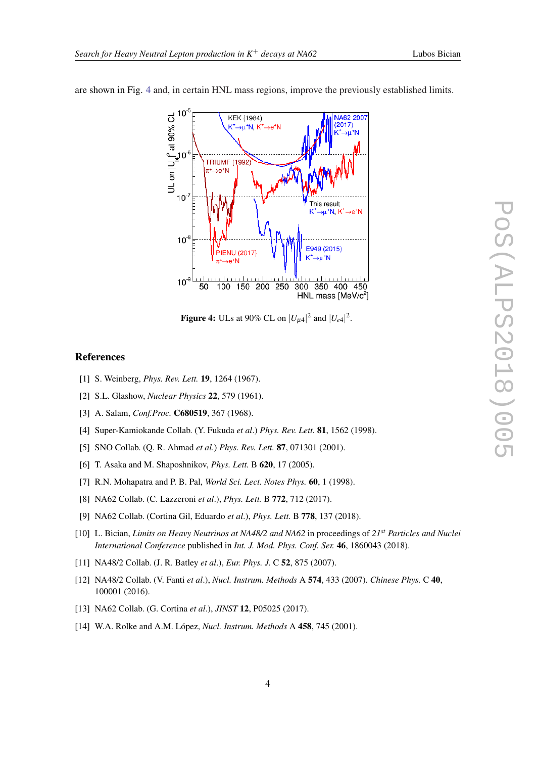are shown in Fig. 4 and, in certain HNL mass regions, improve the previously established limits.

UL on $|U_{l4}|^2$ at 90% CL

$10^{-5}$

$10^{-6}$

$10^{-7}$

$10^{-8}$

$10^{-9}$

KEK (1984)
$K^+\to\mu^+N$, $K^+\to e^+N$

NA62-2007 (2017)
$K^+\to\mu^+N$

TRIUMF (1992)
$\pi^+\to e^+N$

This result
$K^+\to\mu^+N$, $K^+\to e^+N$

PIENU (2017)
$\pi^+\to e^+N$

E949 (2015)
$K^+\to\mu^+N$

50 100 150 200 250 300 350 400 450

HNL mass [MeV/c$^2$]

**Figure 4:** ULs at 90% CL on $|U_{\mu 4}|^2$ and $|U_{e4}|^2$.

## References

[1] S. Weinberg, *Phys. Rev. Lett.* **19**, 1264 (1967).

[2] S.L. Glashow, *Nuclear Physics* **22**, 579 (1961).

[3] A. Salam, *Conf.Proc.* **C680519**, 367 (1968).

[4] Super-Kamiokande Collab. (Y. Fukuda *et al.*) *Phys. Rev. Lett.* **81**, 1562 (1998).

[5] SNO Collab. (Q. R. Ahmad *et al.*) *Phys. Rev. Lett.* **87**, 071301 (2001).

[6] T. Asaka and M. Shaposhnikov, *Phys. Lett.* B **620**, 17 (2005).

[7] R.N. Mohapatra and P. B. Pal, *World Sci. Lect. Notes Phys.* **60**, 1 (1998).

[8] NA62 Collab. (C. Lazzeroni *et al.*), *Phys. Lett.* B **772**, 712 (2017).

[9] NA62 Collab. (Cortina Gil, Eduardo *et al.*), *Phys. Lett.* B **778**, 137 (2018).

[10] L. Bician, *Limits on Heavy Neutrinos at NA48/2 and NA62* in proceedings of *21st Particles and Nuclei International Conference* published in *Int. J. Mod. Phys. Conf. Ser.* **46**, 1860043 (2018).

[11] NA48/2 Collab. (J. R. Batley *et al.*), *Eur. Phys. J.* C **52**, 875 (2007).

[12] NA48/2 Collab. (V. Fanti *et al.*), *Nucl. Instrum. Methods* A **574**, 433 (2007). *Chinese Phys.* C **40**, 100001 (2016).

[13] NA62 Collab. (G. Cortina *et al.*), *JINST* **12**, P05025 (2017).

[14] W.A. Rolke and A.M. López, *Nucl. Instrum. Methods* A **458**, 745 (2001).